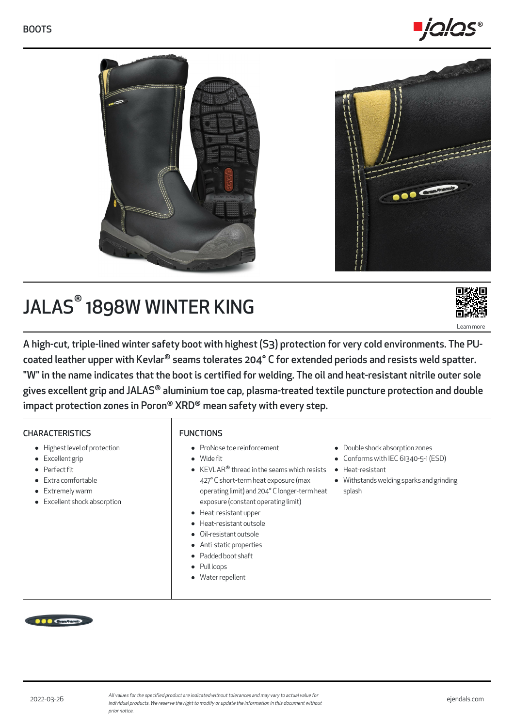BOOTS

# JALAS® 1898W WINTER KING

Learn more

A high-cut, triple-lined winter safety boot with highest (S3) protection for very cold environments. The PU-coated leather upper with Kevlar® seams tolerates 204° C for extended periods and resists weld spatter. "W" in the name indicates that the boot is certified for welding. The oil and heat-resistant nitrile outer sole gives excellent grip and JALAS® aluminium toe cap, plasma-treated textile puncture protection and double impact protection zones in Poron® XRD® mean safety with every step.

## CHARACTERISTICS

- Highest level of protection
- Excellent grip
- Perfect fit
- Extra comfortable
- Extremely warm
- Excellent shock absorption

## FUNCTIONS

- ProNose toe reinforcement
- Wide fit
- KEVLAR® thread in the seams which resists 427° C short-term heat exposure (max operating limit) and 204° C longer-term heat exposure (constant operating limit)
- Heat-resistant upper
- Heat-resistant outsole
- Oil-resistant outsole
- Anti-static properties
- Padded boot shaft
- Pull loops
- Water repellent
- Double shock absorption zones
- Conforms with IEC 61340-5-1 (ESD)
- Heat-resistant
- Withstands welding sparks and grinding splash

2022-03-26

*All values for the specified product are indicated without tolerances and may vary to actual value for individual products. We reserve the right to modify or update the information in this document without prior notice.*

ejendals.com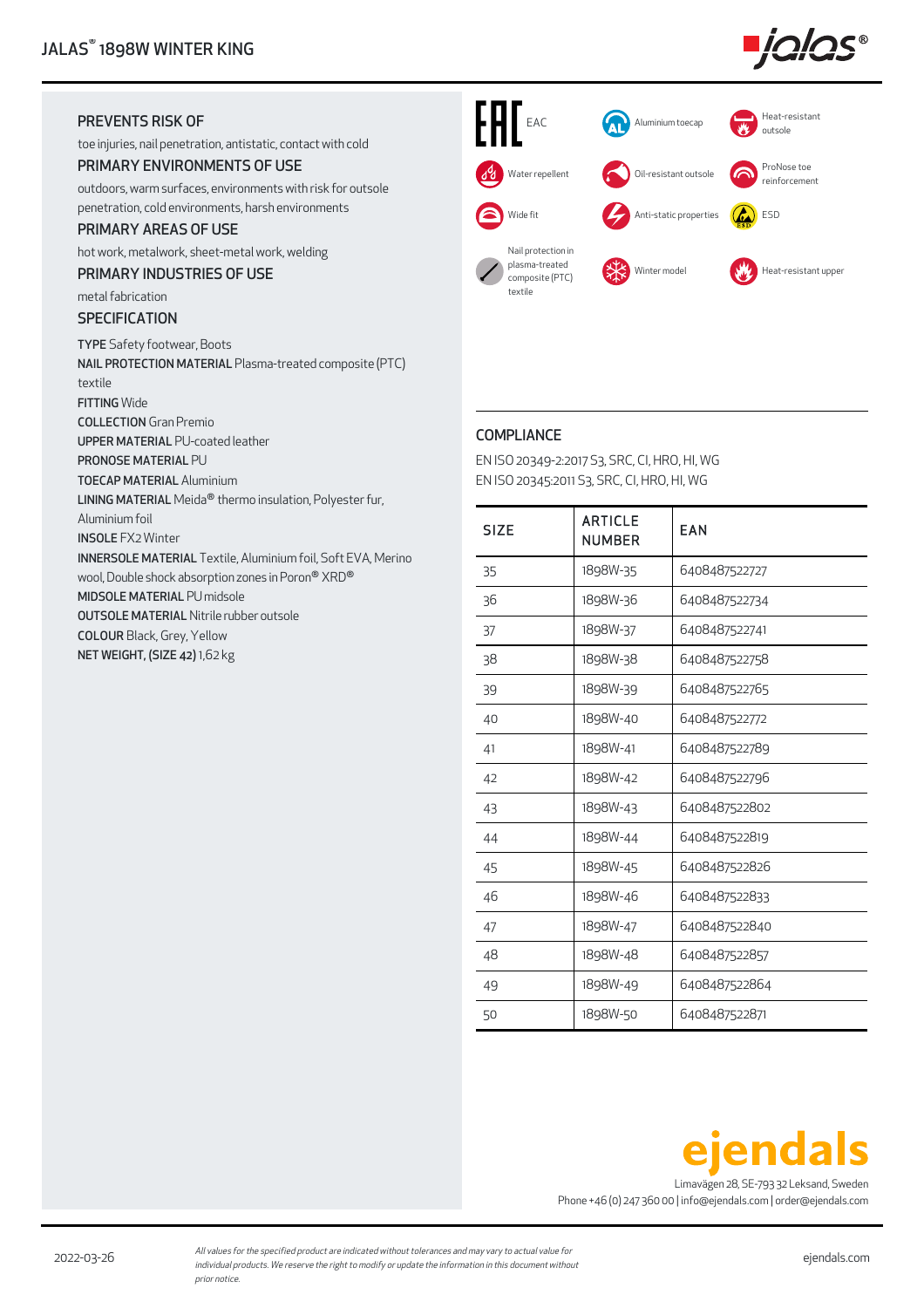# JALAS® 1898W WINTER KING

## PREVENTS RISK OF

toe injuries, nail penetration, antistatic, contact with cold

## PRIMARY ENVIRONMENTS OF USE

outdoors, warm surfaces, environments with risk for outsole penetration, cold environments, harsh environments

## PRIMARY AREAS OF USE

hot work, metalwork, sheet-metal work, welding

## PRIMARY INDUSTRIES OF USE

metal fabrication

## SPECIFICATION

**TYPE** Safety footwear, Boots
**NAIL PROTECTION MATERIAL** Plasma-treated composite (PTC) textile
**FITTING** Wide
**COLLECTION** Gran Premio
**UPPER MATERIAL** PU-coated leather
**PRONOSE MATERIAL** PU
**TOECAP MATERIAL** Aluminium
**LINING MATERIAL** Meida® thermo insulation, Polyester fur, Aluminium foil
**INSOLE** FX2 Winter
**INNERSOLE MATERIAL** Textile, Aluminium foil, Soft EVA, Merino wool, Double shock absorption zones in Poron® XRD®
**MIDSOLE MATERIAL** PU midsole
**OUTSOLE MATERIAL** Nitrile rubber outsole
**COLOUR** Black, Grey, Yellow
**NET WEIGHT, (SIZE 42)** 1,62 kg

EAC
Aluminium toecap
Heat-resistant outsole
Water repellent
Oil-resistant outsole
ProNose toe reinforcement
Wide fit
Anti-static properties
ESD
Nail protection in plasma-treated composite (PTC) textile
Winter model
Heat-resistant upper

## COMPLIANCE

EN ISO 20349-2:2017 S3, SRC, CI, HRO, HI, WG
EN ISO 20345:2011 S3, SRC, CI, HRO, HI, WG

| SIZE | ARTICLE NUMBER | EAN |
|---|---|---|
| 35 | 1898W-35 | 6408487522727 |
| 36 | 1898W-36 | 6408487522734 |
| 37 | 1898W-37 | 6408487522741 |
| 38 | 1898W-38 | 6408487522758 |
| 39 | 1898W-39 | 6408487522765 |
| 40 | 1898W-40 | 6408487522772 |
| 41 | 1898W-41 | 6408487522789 |
| 42 | 1898W-42 | 6408487522796 |
| 43 | 1898W-43 | 6408487522802 |
| 44 | 1898W-44 | 6408487522819 |
| 45 | 1898W-45 | 6408487522826 |
| 46 | 1898W-46 | 6408487522833 |
| 47 | 1898W-47 | 6408487522840 |
| 48 | 1898W-48 | 6408487522857 |
| 49 | 1898W-49 | 6408487522864 |
| 50 | 1898W-50 | 6408487522871 |

ejendals
Limavägen 28, SE-793 32 Leksand, Sweden
Phone +46 (0) 247 360 00 | info@ejendals.com | order@ejendals.com

2022-03-26

*All values for the specified product are indicated without tolerances and may vary to actual value for individual products. We reserve the right to modify or update the information in this document without prior notice.*

ejendals.com